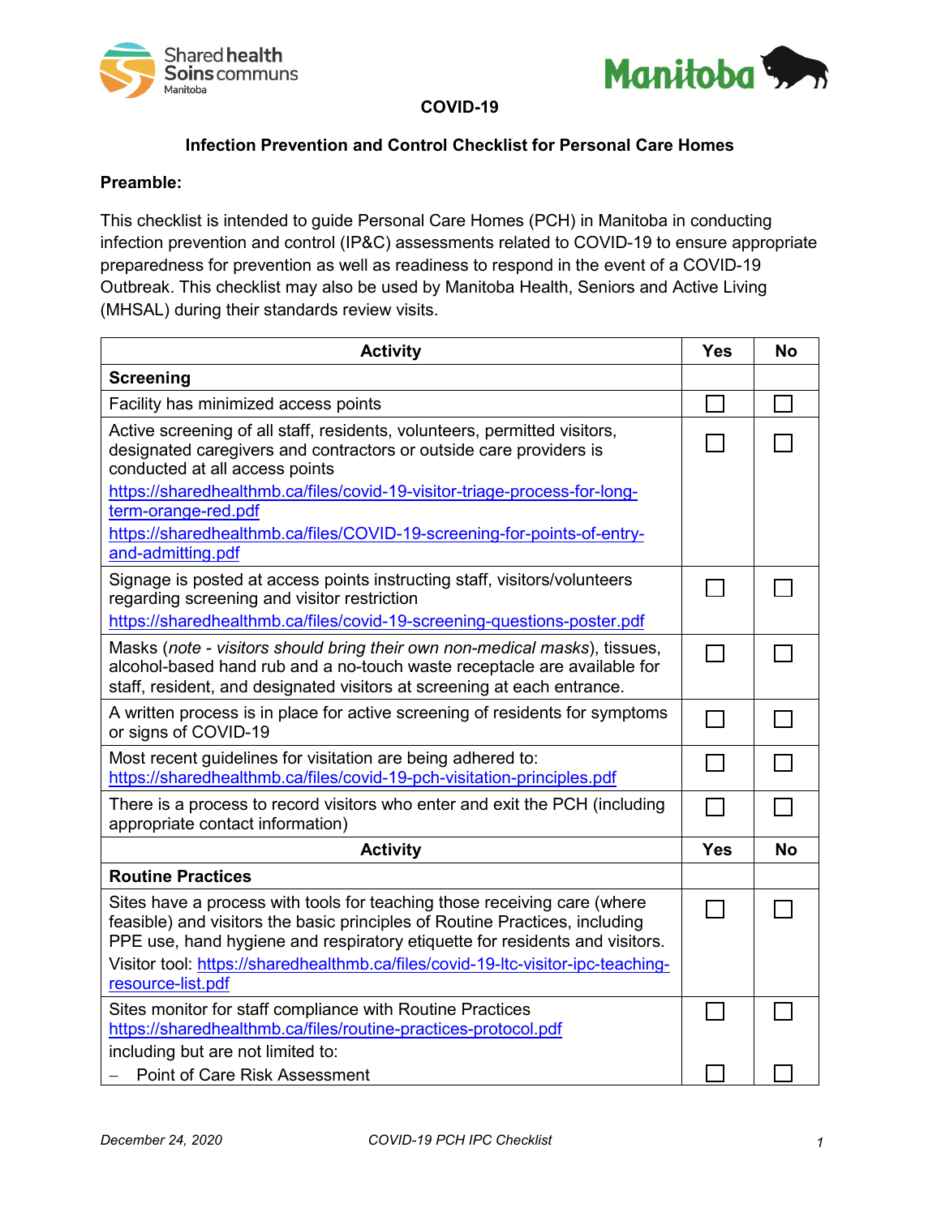# COVID-19

## Infection Prevention and Control Checklist for Personal Care Homes

**Preamble:**

This checklist is intended to guide Personal Care Homes (PCH) in Manitoba in conducting infection prevention and control (IP&C) assessments related to COVID-19 to ensure appropriate preparedness for prevention as well as readiness to respond in the event of a COVID-19 Outbreak. This checklist may also be used by Manitoba Health, Seniors and Active Living (MHSAL) during their standards review visits.

| Activity | Yes | No |
|---|---|---|
| **Screening** | | |
| Facility has minimized access points | ☐ | ☐ |
| Active screening of all staff, residents, volunteers, permitted visitors, designated caregivers and contractors or outside care providers is conducted at all access points<br>https://sharedhealthmb.ca/files/covid-19-visitor-triage-process-for-long-term-orange-red.pdf<br>https://sharedhealthmb.ca/files/COVID-19-screening-for-points-of-entry-and-admitting.pdf | ☐ | ☐ |
| Signage is posted at access points instructing staff, visitors/volunteers regarding screening and visitor restriction<br>https://sharedhealthmb.ca/files/covid-19-screening-questions-poster.pdf | ☐ | ☐ |
| Masks (*note - visitors should bring their own non-medical masks*), tissues, alcohol-based hand rub and a no-touch waste receptacle are available for staff, resident, and designated visitors at screening at each entrance. | ☐ | ☐ |
| A written process is in place for active screening of residents for symptoms or signs of COVID-19 | ☐ | ☐ |
| Most recent guidelines for visitation are being adhered to:<br>https://sharedhealthmb.ca/files/covid-19-pch-visitation-principles.pdf | ☐ | ☐ |
| There is a process to record visitors who enter and exit the PCH (including appropriate contact information) | ☐ | ☐ |
| **Activity** | **Yes** | **No** |
| **Routine Practices** | | |
| Sites have a process with tools for teaching those receiving care (where feasible) and visitors the basic principles of Routine Practices, including PPE use, hand hygiene and respiratory etiquette for residents and visitors.<br>Visitor tool: https://sharedhealthmb.ca/files/covid-19-ltc-visitor-ipc-teaching-resource-list.pdf | ☐ | ☐ |
| Sites monitor for staff compliance with Routine Practices<br>https://sharedhealthmb.ca/files/routine-practices-protocol.pdf<br>including but are not limited to: | ☐ | ☐ |
| – Point of Care Risk Assessment | ☐ | ☐ |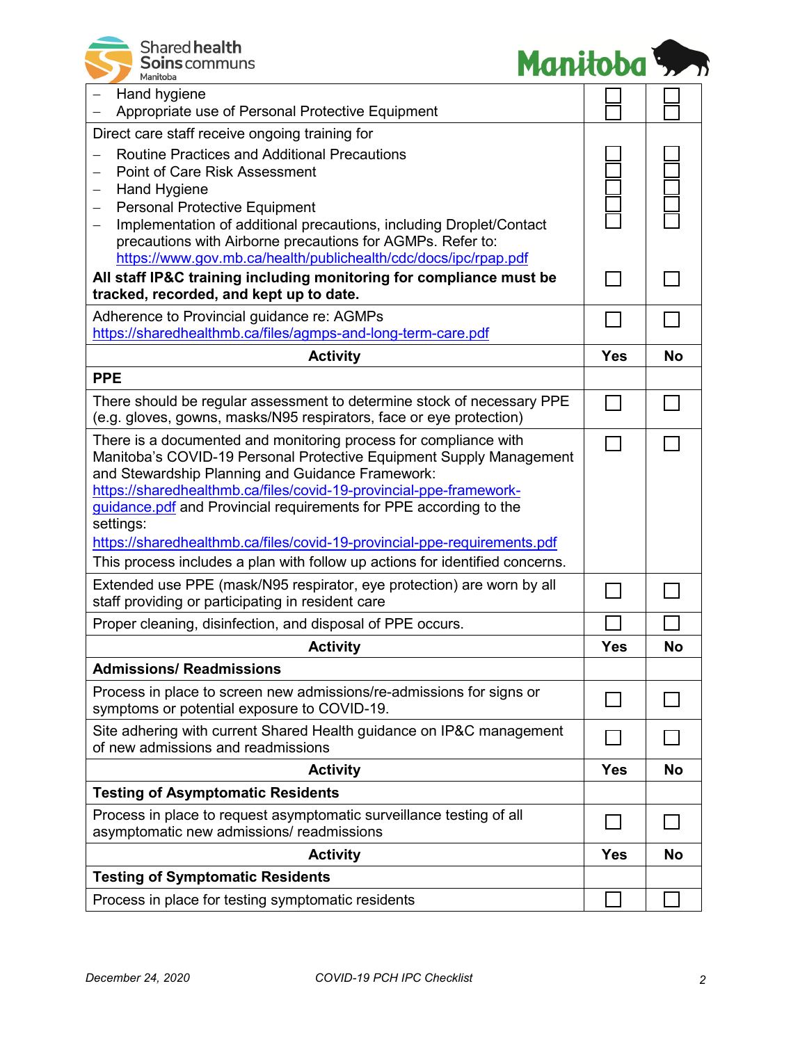| | | |
|---|---|---|
| – Hand hygiene<br>– Appropriate use of Personal Protective Equipment | ☐<br>☐ | ☐<br>☐ |
| Direct care staff receive ongoing training for<br>– Routine Practices and Additional Precautions<br>– Point of Care Risk Assessment<br>– Hand Hygiene<br>– Personal Protective Equipment<br>– Implementation of additional precautions, including Droplet/Contact precautions with Airborne precautions for AGMPs. Refer to: https://www.gov.mb.ca/health/publichealth/cdc/docs/ipc/rpap.pdf | ☐<br>☐<br>☐<br>☐<br>☐ | ☐<br>☐<br>☐<br>☐<br>☐ |
| **All staff IP&C training including monitoring for compliance must be tracked, recorded, and kept up to date.** | ☐ | ☐ |
| Adherence to Provincial guidance re: AGMPs https://sharedhealthmb.ca/files/agmps-and-long-term-care.pdf | ☐ | ☐ |
| **Activity** | **Yes** | **No** |
| **PPE** | | |
| There should be regular assessment to determine stock of necessary PPE (e.g. gloves, gowns, masks/N95 respirators, face or eye protection) | ☐ | ☐ |
| There is a documented and monitoring process for compliance with Manitoba's COVID-19 Personal Protective Equipment Supply Management and Stewardship Planning and Guidance Framework: https://sharedhealthmb.ca/files/covid-19-provincial-ppe-framework-guidance.pdf and Provincial requirements for PPE according to the settings: https://sharedhealthmb.ca/files/covid-19-provincial-ppe-requirements.pdf<br>This process includes a plan with follow up actions for identified concerns. | ☐ | ☐ |
| Extended use PPE (mask/N95 respirator, eye protection) are worn by all staff providing or participating in resident care | ☐ | ☐ |
| Proper cleaning, disinfection, and disposal of PPE occurs. | ☐ | ☐ |
| **Activity** | **Yes** | **No** |
| **Admissions/ Readmissions** | | |
| Process in place to screen new admissions/re-admissions for signs or symptoms or potential exposure to COVID-19. | ☐ | ☐ |
| Site adhering with current Shared Health guidance on IP&C management of new admissions and readmissions | ☐ | ☐ |
| **Activity** | **Yes** | **No** |
| **Testing of Asymptomatic Residents** | | |
| Process in place to request asymptomatic surveillance testing of all asymptomatic new admissions/ readmissions | ☐ | ☐ |
| **Activity** | **Yes** | **No** |
| **Testing of Symptomatic Residents** | | |
| Process in place for testing symptomatic residents | ☐ | ☐ |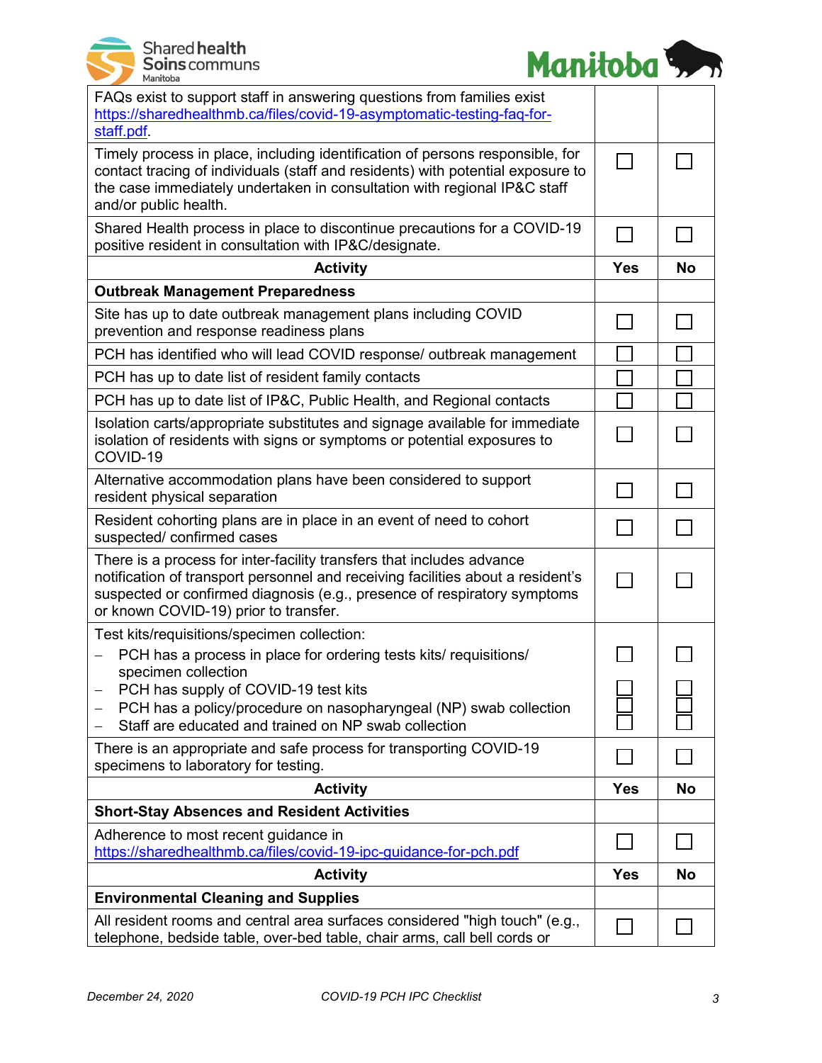| | | |
|---|---|---|
| FAQs exist to support staff in answering questions from families exist https://sharedhealthmb.ca/files/covid-19-asymptomatic-testing-faq-for-staff.pdf. | | |
| Timely process in place, including identification of persons responsible, for contact tracing of individuals (staff and residents) with potential exposure to the case immediately undertaken in consultation with regional IP&C staff and/or public health. | ☐ | ☐ |
| Shared Health process in place to discontinue precautions for a COVID-19 positive resident in consultation with IP&C/designate. | ☐ | ☐ |
| **Activity** | **Yes** | **No** |
| **Outbreak Management Preparedness** | | |
| Site has up to date outbreak management plans including COVID prevention and response readiness plans | ☐ | ☐ |
| PCH has identified who will lead COVID response/ outbreak management | ☐ | ☐ |
| PCH has up to date list of resident family contacts | ☐ | ☐ |
| PCH has up to date list of IP&C, Public Health, and Regional contacts | ☐ | ☐ |
| Isolation carts/appropriate substitutes and signage available for immediate isolation of residents with signs or symptoms or potential exposures to COVID-19 | ☐ | ☐ |
| Alternative accommodation plans have been considered to support resident physical separation | ☐ | ☐ |
| Resident cohorting plans are in place in an event of need to cohort suspected/ confirmed cases | ☐ | ☐ |
| There is a process for inter-facility transfers that includes advance notification of transport personnel and receiving facilities about a resident's suspected or confirmed diagnosis (e.g., presence of respiratory symptoms or known COVID-19) prior to transfer. | ☐ | ☐ |
| Test kits/requisitions/specimen collection: | | |
| – PCH has a process in place for ordering tests kits/ requisitions/ specimen collection | ☐ | ☐ |
| – PCH has supply of COVID-19 test kits | ☐ | ☐ |
| – PCH has a policy/procedure on nasopharyngeal (NP) swab collection | ☐ | ☐ |
| – Staff are educated and trained on NP swab collection | ☐ | ☐ |
| There is an appropriate and safe process for transporting COVID-19 specimens to laboratory for testing. | ☐ | ☐ |
| **Activity** | **Yes** | **No** |
| **Short-Stay Absences and Resident Activities** | | |
| Adherence to most recent guidance in https://sharedhealthmb.ca/files/covid-19-ipc-guidance-for-pch.pdf | ☐ | ☐ |
| **Activity** | **Yes** | **No** |
| **Environmental Cleaning and Supplies** | | |
| All resident rooms and central area surfaces considered "high touch" (e.g., telephone, bedside table, over-bed table, chair arms, call bell cords or | ☐ | ☐ |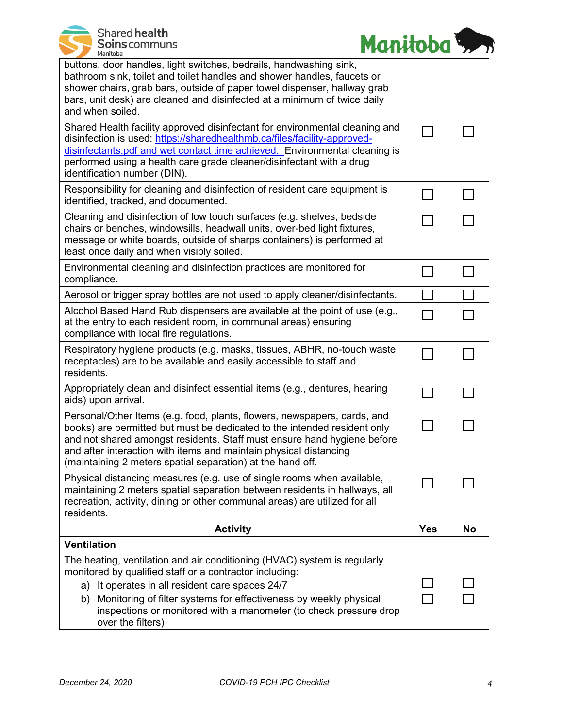| | | |
|---|---|---|
| buttons, door handles, light switches, bedrails, handwashing sink, bathroom sink, toilet and toilet handles and shower handles, faucets or shower chairs, grab bars, outside of paper towel dispenser, hallway grab bars, unit desk) are cleaned and disinfected at a minimum of twice daily and when soiled. | | |
| Shared Health facility approved disinfectant for environmental cleaning and disinfection is used: https://sharedhealthmb.ca/files/facility-approved-disinfectants.pdf and wet contact time achieved. Environmental cleaning is performed using a health care grade cleaner/disinfectant with a drug identification number (DIN). | ☐ | ☐ |
| Responsibility for cleaning and disinfection of resident care equipment is identified, tracked, and documented. | ☐ | ☐ |
| Cleaning and disinfection of low touch surfaces (e.g. shelves, bedside chairs or benches, windowsills, headwall units, over-bed light fixtures, message or white boards, outside of sharps containers) is performed at least once daily and when visibly soiled. | ☐ | ☐ |
| Environmental cleaning and disinfection practices are monitored for compliance. | ☐ | ☐ |
| Aerosol or trigger spray bottles are not used to apply cleaner/disinfectants. | ☐ | ☐ |
| Alcohol Based Hand Rub dispensers are available at the point of use (e.g., at the entry to each resident room, in communal areas) ensuring compliance with local fire regulations. | ☐ | ☐ |
| Respiratory hygiene products (e.g. masks, tissues, ABHR, no-touch waste receptacles) are to be available and easily accessible to staff and residents. | ☐ | ☐ |
| Appropriately clean and disinfect essential items (e.g., dentures, hearing aids) upon arrival. | ☐ | ☐ |
| Personal/Other Items (e.g. food, plants, flowers, newspapers, cards, and books) are permitted but must be dedicated to the intended resident only and not shared amongst residents. Staff must ensure hand hygiene before and after interaction with items and maintain physical distancing (maintaining 2 meters spatial separation) at the hand off. | ☐ | ☐ |
| Physical distancing measures (e.g. use of single rooms when available, maintaining 2 meters spatial separation between residents in hallways, all recreation, activity, dining or other communal areas) are utilized for all residents. | ☐ | ☐ |

| **Activity** | **Yes** | **No** |
|---|---|---|
| **Ventilation** | | |
| The heating, ventilation and air conditioning (HVAC) system is regularly monitored by qualified staff or a contractor including:<br>a) It operates in all resident care spaces 24/7<br>b) Monitoring of filter systems for effectiveness by weekly physical inspections or monitored with a manometer (to check pressure drop over the filters) | <br><br>☐<br>☐ | <br><br>☐<br>☐ |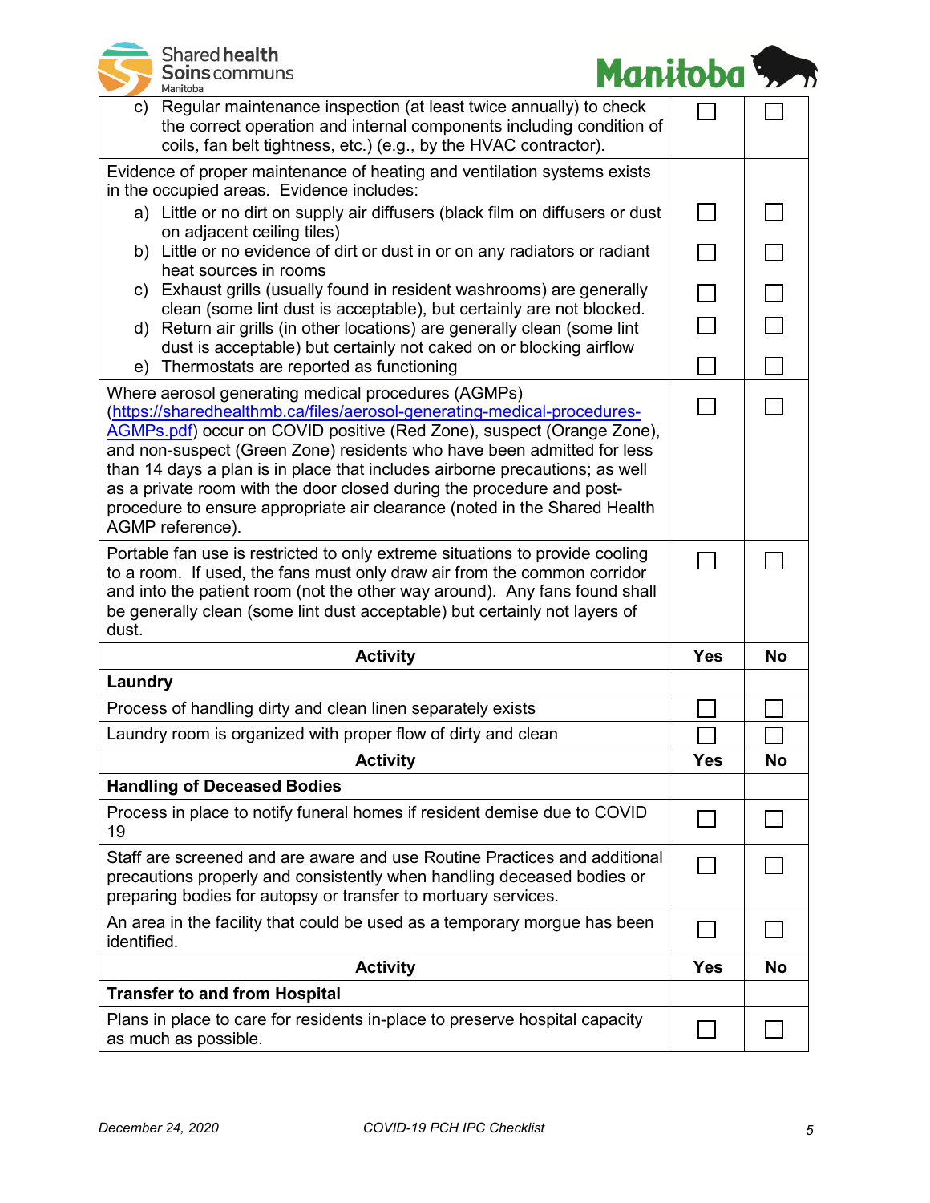| | | |
|---|---|---|
| c) Regular maintenance inspection (at least twice annually) to check the correct operation and internal components including condition of coils, fan belt tightness, etc.) (e.g., by the HVAC contractor). | ☐ | ☐ |
| Evidence of proper maintenance of heating and ventilation systems exists in the occupied areas. Evidence includes: | | |
| a) Little or no dirt on supply air diffusers (black film on diffusers or dust on adjacent ceiling tiles) | ☐ | ☐ |
| b) Little or no evidence of dirt or dust in or on any radiators or radiant heat sources in rooms | ☐ | ☐ |
| c) Exhaust grills (usually found in resident washrooms) are generally clean (some lint dust is acceptable), but certainly are not blocked. | ☐ | ☐ |
| d) Return air grills (in other locations) are generally clean (some lint dust is acceptable) but certainly not caked on or blocking airflow | ☐ | ☐ |
| e) Thermostats are reported as functioning | ☐ | ☐ |
| Where aerosol generating medical procedures (AGMPs) ([https://sharedhealthmb.ca/files/aerosol-generating-medical-procedures-AGMPs.pdf](https://sharedhealthmb.ca/files/aerosol-generating-medical-procedures-AGMPs.pdf)) occur on COVID positive (Red Zone), suspect (Orange Zone), and non-suspect (Green Zone) residents who have been admitted for less than 14 days a plan is in place that includes airborne precautions; as well as a private room with the door closed during the procedure and post-procedure to ensure appropriate air clearance (noted in the Shared Health AGMP reference). | ☐ | ☐ |
| Portable fan use is restricted to only extreme situations to provide cooling to a room. If used, the fans must only draw air from the common corridor and into the patient room (not the other way around). Any fans found shall be generally clean (some lint dust acceptable) but certainly not layers of dust. | ☐ | ☐ |

| Activity | Yes | No |
|---|---|---|
| **Laundry** | | |
| Process of handling dirty and clean linen separately exists | ☐ | ☐ |
| Laundry room is organized with proper flow of dirty and clean | ☐ | ☐ |

| Activity | Yes | No |
|---|---|---|
| **Handling of Deceased Bodies** | | |
| Process in place to notify funeral homes if resident demise due to COVID 19 | ☐ | ☐ |
| Staff are screened and are aware and use Routine Practices and additional precautions properly and consistently when handling deceased bodies or preparing bodies for autopsy or transfer to mortuary services. | ☐ | ☐ |
| An area in the facility that could be used as a temporary morgue has been identified. | ☐ | ☐ |

| Activity | Yes | No |
|---|---|---|
| **Transfer to and from Hospital** | | |
| Plans in place to care for residents in-place to preserve hospital capacity as much as possible. | ☐ | ☐ |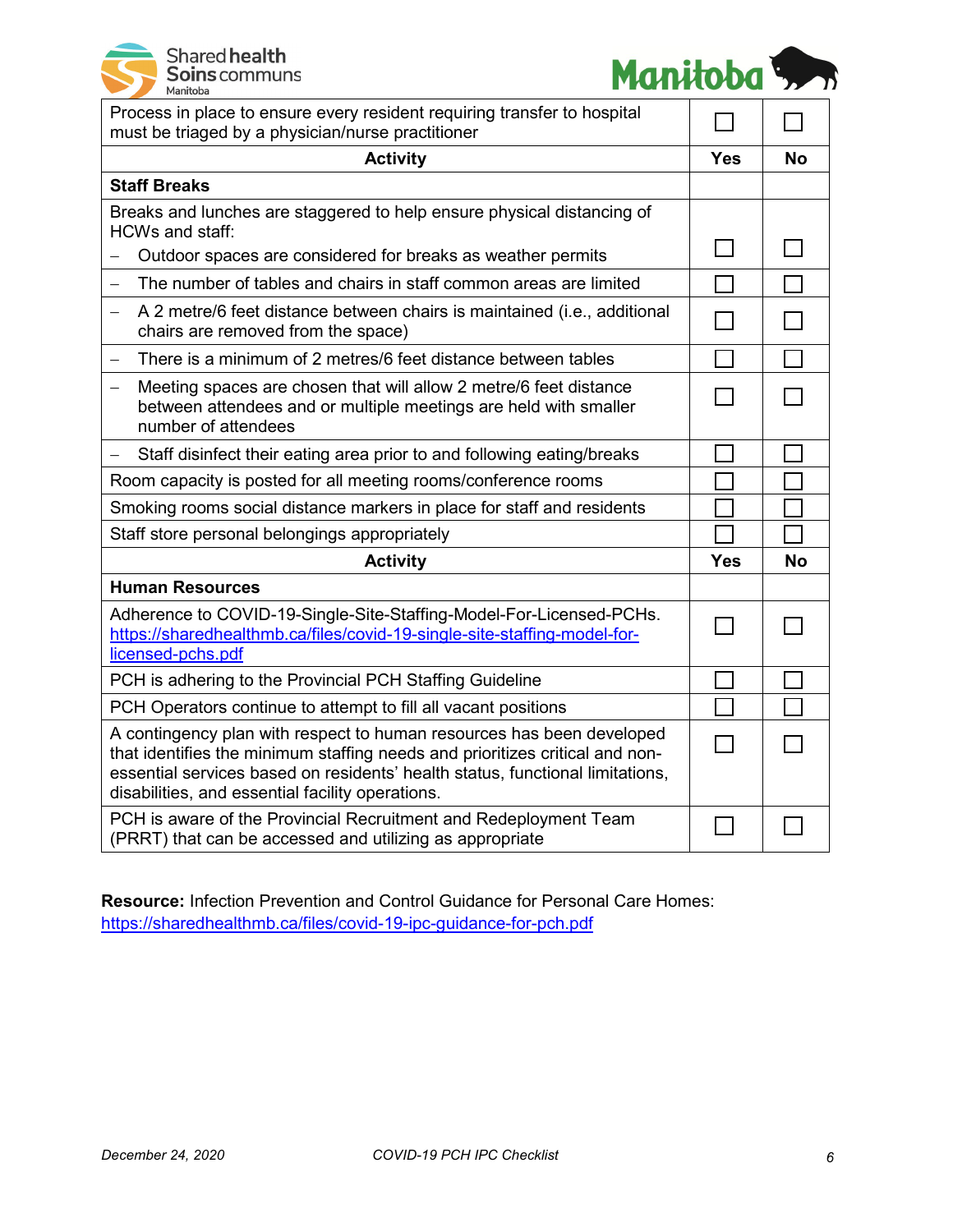| Activity | Yes | No |
|---|---|---|
| Process in place to ensure every resident requiring transfer to hospital must be triaged by a physician/nurse practitioner | ☐ | ☐ |
| **Activity** | **Yes** | **No** |
| **Staff Breaks** | | |
| Breaks and lunches are staggered to help ensure physical distancing of HCWs and staff: – Outdoor spaces are considered for breaks as weather permits | ☐ | ☐ |
| – The number of tables and chairs in staff common areas are limited | ☐ | ☐ |
| – A 2 metre/6 feet distance between chairs is maintained (i.e., additional chairs are removed from the space) | ☐ | ☐ |
| – There is a minimum of 2 metres/6 feet distance between tables | ☐ | ☐ |
| – Meeting spaces are chosen that will allow 2 metre/6 feet distance between attendees and or multiple meetings are held with smaller number of attendees | ☐ | ☐ |
| – Staff disinfect their eating area prior to and following eating/breaks | ☐ | ☐ |
| Room capacity is posted for all meeting rooms/conference rooms | ☐ | ☐ |
| Smoking rooms social distance markers in place for staff and residents | ☐ | ☐ |
| Staff store personal belongings appropriately | ☐ | ☐ |
| **Activity** | **Yes** | **No** |
| **Human Resources** | | |
| Adherence to COVID-19-Single-Site-Staffing-Model-For-Licensed-PCHs. https://sharedhealthmb.ca/files/covid-19-single-site-staffing-model-for-licensed-pchs.pdf | ☐ | ☐ |
| PCH is adhering to the Provincial PCH Staffing Guideline | ☐ | ☐ |
| PCH Operators continue to attempt to fill all vacant positions | ☐ | ☐ |
| A contingency plan with respect to human resources has been developed that identifies the minimum staffing needs and prioritizes critical and non-essential services based on residents' health status, functional limitations, disabilities, and essential facility operations. | ☐ | ☐ |
| PCH is aware of the Provincial Recruitment and Redeployment Team (PRRT) that can be accessed and utilizing as appropriate | ☐ | ☐ |

**Resource:** Infection Prevention and Control Guidance for Personal Care Homes: https://sharedhealthmb.ca/files/covid-19-ipc-guidance-for-pch.pdf